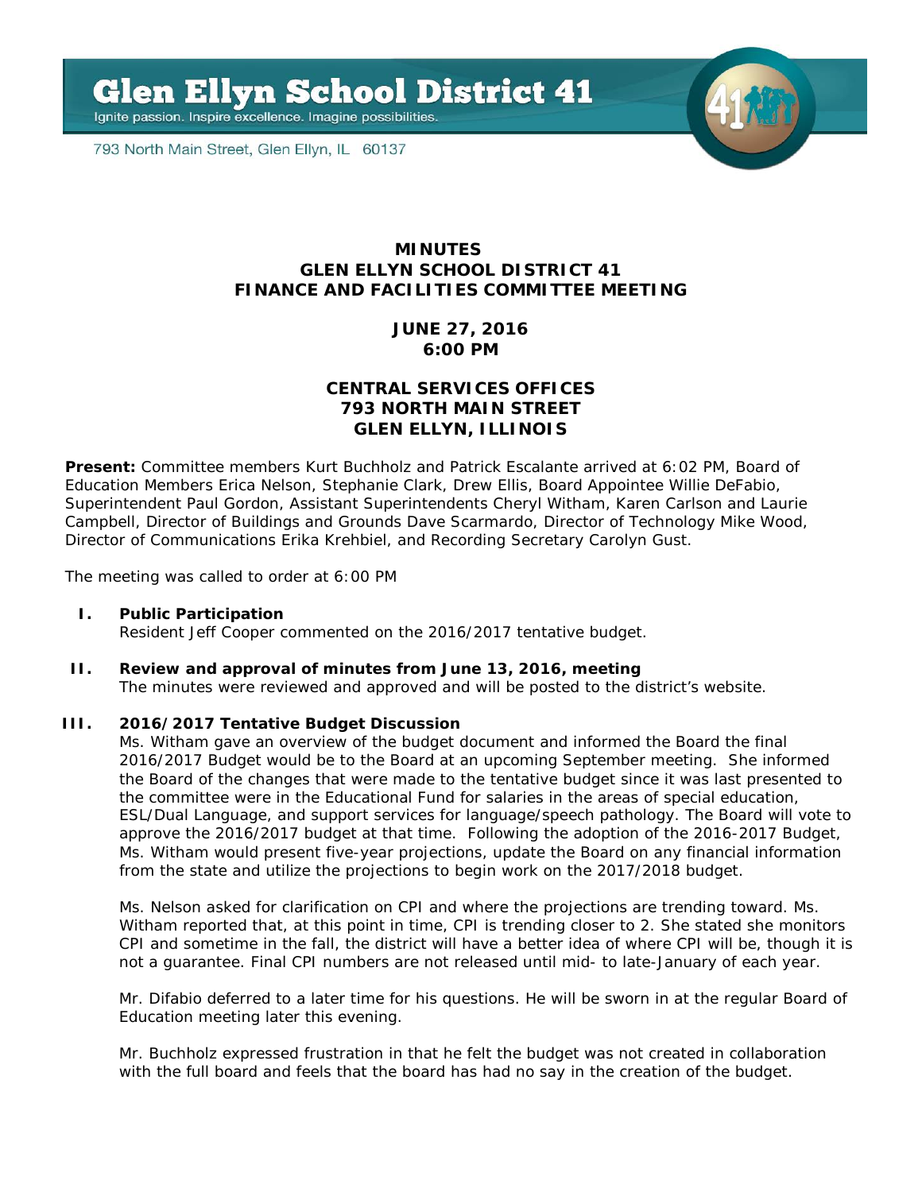Glen Ellyn School District 41

Ignite passion. Inspire excellence. Imagine possibilities.

793 North Main Street, Glen Ellyn, IL 60137

# MINUTES
# GLEN ELLYN SCHOOL DISTRICT 41
# FINANCE AND FACILITIES COMMITTEE MEETING

**JUNE 27, 2016**
**6:00 PM**

**CENTRAL SERVICES OFFICES**
**793 NORTH MAIN STREET**
**GLEN ELLYN, ILLINOIS**

**Present:** Committee members Kurt Buchholz and Patrick Escalante arrived at 6:02 PM, Board of Education Members Erica Nelson, Stephanie Clark, Drew Ellis, Board Appointee Willie DeFabio, Superintendent Paul Gordon, Assistant Superintendents Cheryl Witham, Karen Carlson and Laurie Campbell, Director of Buildings and Grounds Dave Scarmardo, Director of Technology Mike Wood, Director of Communications Erika Krehbiel, and Recording Secretary Carolyn Gust.

The meeting was called to order at 6:00 PM

**I. Public Participation**

Resident Jeff Cooper commented on the 2016/2017 tentative budget.

**II. Review and approval of minutes from June 13, 2016, meeting**

The minutes were reviewed and approved and will be posted to the district's website.

**III. 2016/2017 Tentative Budget Discussion**

Ms. Witham gave an overview of the budget document and informed the Board the final 2016/2017 Budget would be to the Board at an upcoming September meeting. She informed the Board of the changes that were made to the tentative budget since it was last presented to the committee were in the Educational Fund for salaries in the areas of special education, ESL/Dual Language, and support services for language/speech pathology. The Board will vote to approve the 2016/2017 budget at that time. Following the adoption of the 2016-2017 Budget, Ms. Witham would present five-year projections, update the Board on any financial information from the state and utilize the projections to begin work on the 2017/2018 budget.

Ms. Nelson asked for clarification on CPI and where the projections are trending toward. Ms. Witham reported that, at this point in time, CPI is trending closer to 2. She stated she monitors CPI and sometime in the fall, the district will have a better idea of where CPI will be, though it is not a guarantee. Final CPI numbers are not released until mid- to late-January of each year.

Mr. Difabio deferred to a later time for his questions. He will be sworn in at the regular Board of Education meeting later this evening.

Mr. Buchholz expressed frustration in that he felt the budget was not created in collaboration with the full board and feels that the board has had no say in the creation of the budget.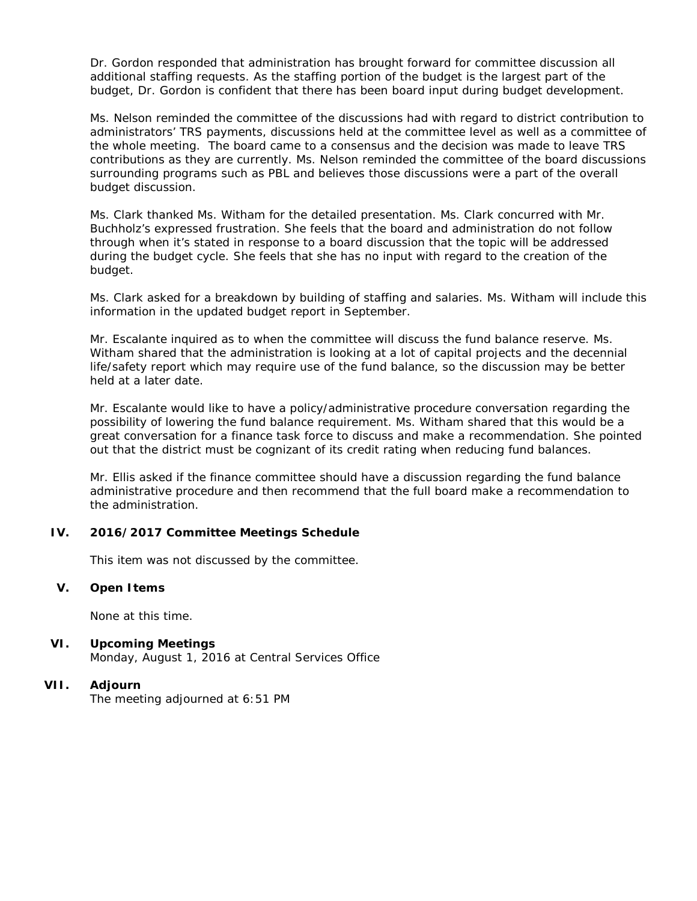Dr. Gordon responded that administration has brought forward for committee discussion all additional staffing requests. As the staffing portion of the budget is the largest part of the budget, Dr. Gordon is confident that there has been board input during budget development.

Ms. Nelson reminded the committee of the discussions had with regard to district contribution to administrators' TRS payments, discussions held at the committee level as well as a committee of the whole meeting. The board came to a consensus and the decision was made to leave TRS contributions as they are currently. Ms. Nelson reminded the committee of the board discussions surrounding programs such as PBL and believes those discussions were a part of the overall budget discussion.

Ms. Clark thanked Ms. Witham for the detailed presentation. Ms. Clark concurred with Mr. Buchholz's expressed frustration. She feels that the board and administration do not follow through when it's stated in response to a board discussion that the topic will be addressed during the budget cycle. She feels that she has no input with regard to the creation of the budget.

Ms. Clark asked for a breakdown by building of staffing and salaries. Ms. Witham will include this information in the updated budget report in September.

Mr. Escalante inquired as to when the committee will discuss the fund balance reserve. Ms. Witham shared that the administration is looking at a lot of capital projects and the decennial life/safety report which may require use of the fund balance, so the discussion may be better held at a later date.

Mr. Escalante would like to have a policy/administrative procedure conversation regarding the possibility of lowering the fund balance requirement. Ms. Witham shared that this would be a great conversation for a finance task force to discuss and make a recommendation. She pointed out that the district must be cognizant of its credit rating when reducing fund balances.

Mr. Ellis asked if the finance committee should have a discussion regarding the fund balance administrative procedure and then recommend that the full board make a recommendation to the administration.

## IV. 2016/2017 Committee Meetings Schedule

This item was not discussed by the committee.

## V. Open Items

None at this time.

## VI. Upcoming Meetings

Monday, August 1, 2016 at Central Services Office

## VII. Adjourn

The meeting adjourned at 6:51 PM